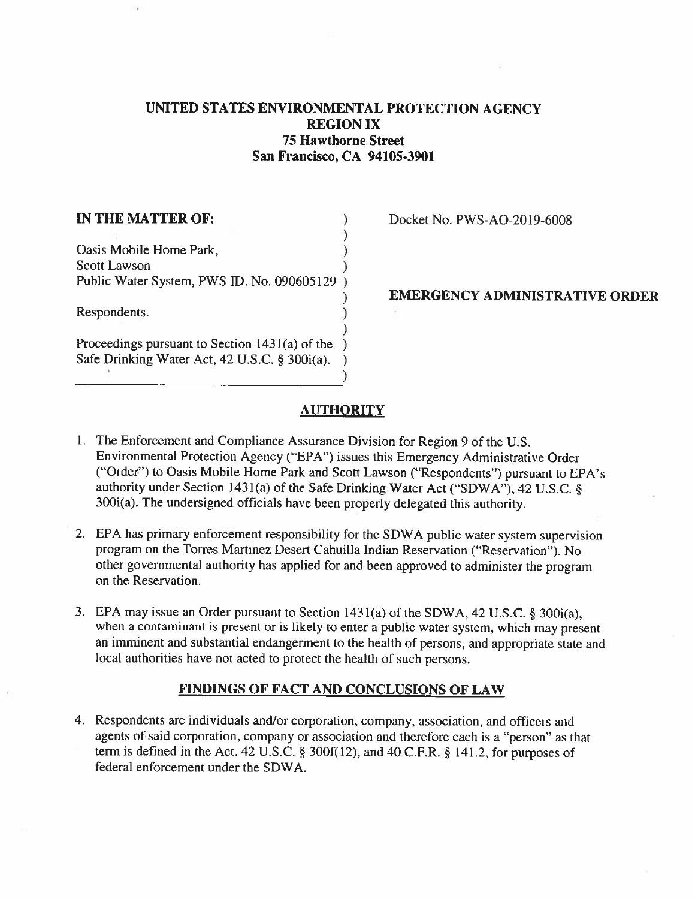# UNITED STATES ENVIRONMENTAL PROTECTION AGENCY
## REGION IX
## 75 Hawthorne Street
## San Francisco, CA 94105-3901

**IN THE MATTER OF:**

Oasis Mobile Home Park,
Scott Lawson
Public Water System, PWS ID. No. 090605129

Respondents.

Proceedings pursuant to Section 1431(a) of the Safe Drinking Water Act, 42 U.S.C. § 300i(a).

Docket No. PWS-AO-2019-6008

**EMERGENCY ADMINISTRATIVE ORDER**

## AUTHORITY

1. The Enforcement and Compliance Assurance Division for Region 9 of the U.S. Environmental Protection Agency ("EPA") issues this Emergency Administrative Order ("Order") to Oasis Mobile Home Park and Scott Lawson ("Respondents") pursuant to EPA's authority under Section 1431(a) of the Safe Drinking Water Act ("SDWA"), 42 U.S.C. § 300i(a). The undersigned officials have been properly delegated this authority.

2. EPA has primary enforcement responsibility for the SDWA public water system supervision program on the Torres Martinez Desert Cahuilla Indian Reservation ("Reservation"). No other governmental authority has applied for and been approved to administer the program on the Reservation.

3. EPA may issue an Order pursuant to Section 1431(a) of the SDWA, 42 U.S.C. § 300i(a), when a contaminant is present or is likely to enter a public water system, which may present an imminent and substantial endangerment to the health of persons, and appropriate state and local authorities have not acted to protect the health of such persons.

## FINDINGS OF FACT AND CONCLUSIONS OF LAW

4. Respondents are individuals and/or corporation, company, association, and officers and agents of said corporation, company or association and therefore each is a "person" as that term is defined in the Act. 42 U.S.C. § 300f(12), and 40 C.F.R. § 141.2, for purposes of federal enforcement under the SDWA.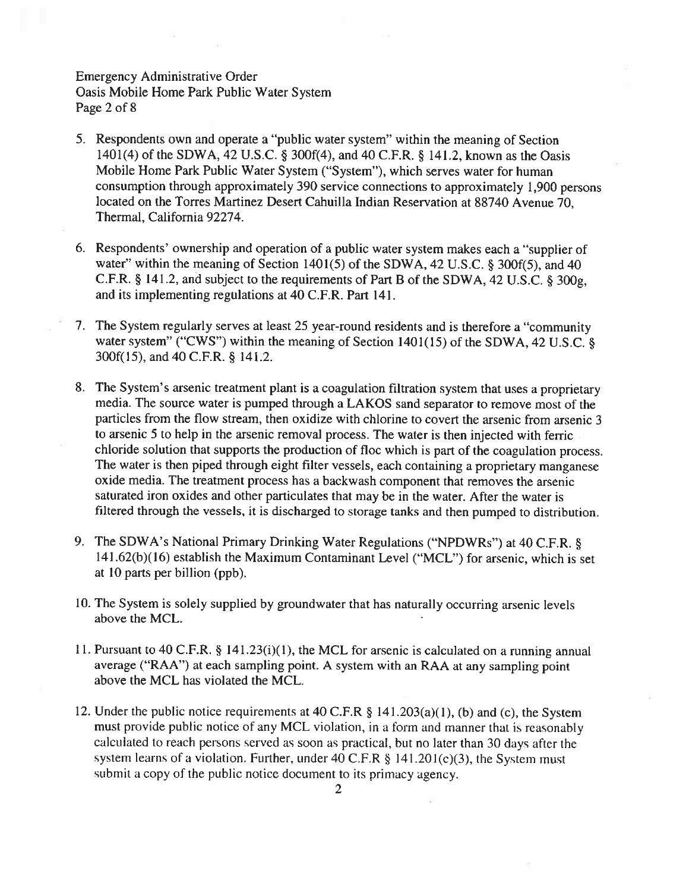5. Respondents own and operate a "public water system" within the meaning of Section 1401(4) of the SDWA, 42 U.S.C. § 300f(4), and 40 C.F.R. § 141.2, known as the Oasis Mobile Home Park Public Water System ("System"), which serves water for human consumption through approximately 390 service connections to approximately 1,900 persons located on the Torres Martinez Desert Cahuilla Indian Reservation at 88740 Avenue 70, Thermal, California 92274.

6. Respondents' ownership and operation of a public water system makes each a "supplier of water" within the meaning of Section 1401(5) of the SDWA, 42 U.S.C. § 300f(5), and 40 C.F.R. § 141.2, and subject to the requirements of Part B of the SDWA, 42 U.S.C. § 300g, and its implementing regulations at 40 C.F.R. Part 141.

7. The System regularly serves at least 25 year-round residents and is therefore a "community water system" ("CWS") within the meaning of Section 1401(15) of the SDWA, 42 U.S.C. § 300f(15), and 40 C.F.R. § 141.2.

8. The System's arsenic treatment plant is a coagulation filtration system that uses a proprietary media. The source water is pumped through a LAKOS sand separator to remove most of the particles from the flow stream, then oxidize with chlorine to covert the arsenic from arsenic 3 to arsenic 5 to help in the arsenic removal process. The water is then injected with ferric chloride solution that supports the production of floc which is part of the coagulation process. The water is then piped through eight filter vessels, each containing a proprietary manganese oxide media. The treatment process has a backwash component that removes the arsenic saturated iron oxides and other particulates that may be in the water. After the water is filtered through the vessels, it is discharged to storage tanks and then pumped to distribution.

9. The SDWA's National Primary Drinking Water Regulations ("NPDWRs") at 40 C.F.R. § 141.62(b)(16) establish the Maximum Contaminant Level ("MCL") for arsenic, which is set at 10 parts per billion (ppb).

10. The System is solely supplied by groundwater that has naturally occurring arsenic levels above the MCL.

11. Pursuant to 40 C.F.R. § 141.23(i)(1), the MCL for arsenic is calculated on a running annual average ("RAA") at each sampling point. A system with an RAA at any sampling point above the MCL has violated the MCL.

12. Under the public notice requirements at 40 C.F.R § 141.203(a)(1), (b) and (c), the System must provide public notice of any MCL violation, in a form and manner that is reasonably calculated to reach persons served as soon as practical, but no later than 30 days after the system learns of a violation. Further, under 40 C.F.R § 141.201(c)(3), the System must submit a copy of the public notice document to its primacy agency.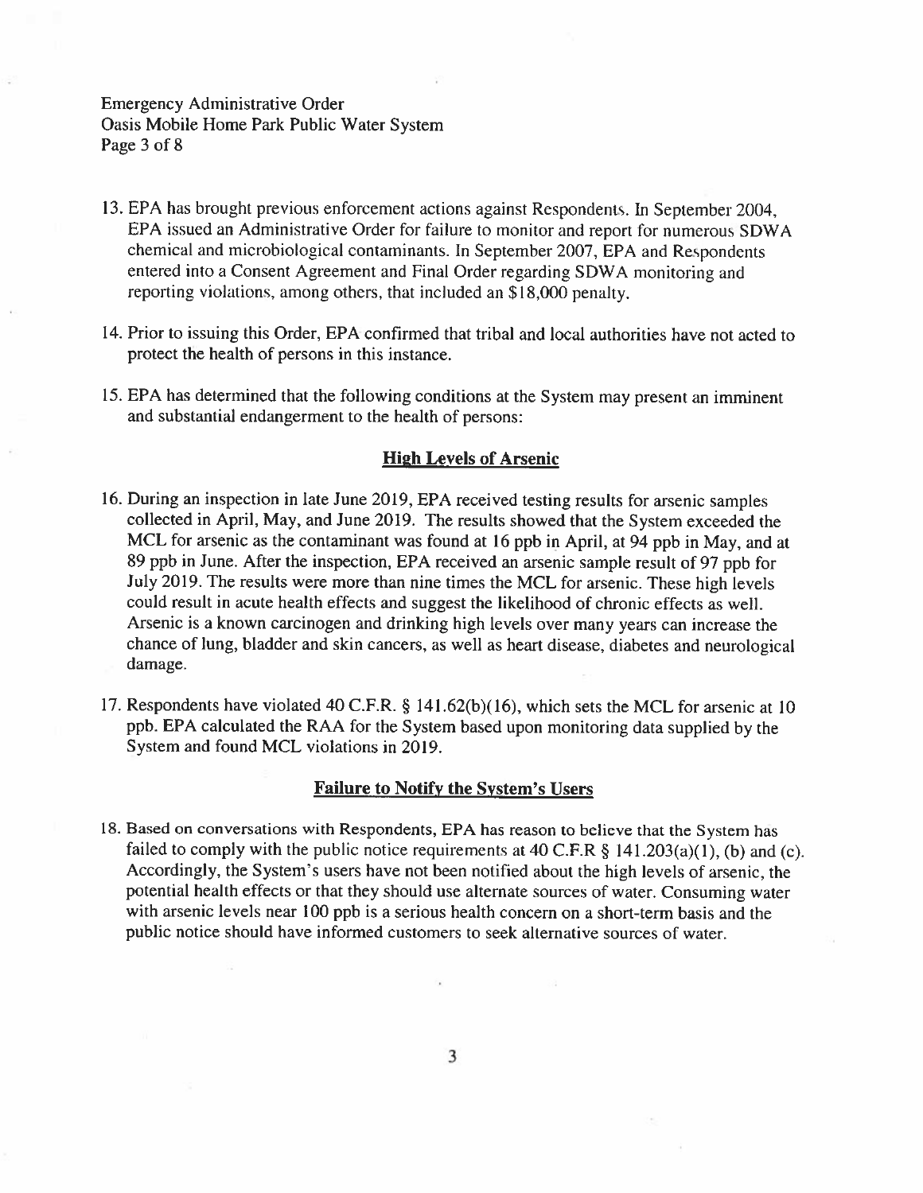13. EPA has brought previous enforcement actions against Respondents. In September 2004, EPA issued an Administrative Order for failure to monitor and report for numerous SDWA chemical and microbiological contaminants. In September 2007, EPA and Respondents entered into a Consent Agreement and Final Order regarding SDWA monitoring and reporting violations, among others, that included an $18,000 penalty.

14. Prior to issuing this Order, EPA confirmed that tribal and local authorities have not acted to protect the health of persons in this instance.

15. EPA has determined that the following conditions at the System may present an imminent and substantial endangerment to the health of persons:

## High Levels of Arsenic

16. During an inspection in late June 2019, EPA received testing results for arsenic samples collected in April, May, and June 2019. The results showed that the System exceeded the MCL for arsenic as the contaminant was found at 16 ppb in April, at 94 ppb in May, and at 89 ppb in June. After the inspection, EPA received an arsenic sample result of 97 ppb for July 2019. The results were more than nine times the MCL for arsenic. These high levels could result in acute health effects and suggest the likelihood of chronic effects as well. Arsenic is a known carcinogen and drinking high levels over many years can increase the chance of lung, bladder and skin cancers, as well as heart disease, diabetes and neurological damage.

17. Respondents have violated 40 C.F.R. § 141.62(b)(16), which sets the MCL for arsenic at 10 ppb. EPA calculated the RAA for the System based upon monitoring data supplied by the System and found MCL violations in 2019.

## Failure to Notify the System's Users

18. Based on conversations with Respondents, EPA has reason to believe that the System has failed to comply with the public notice requirements at 40 C.F.R § 141.203(a)(1), (b) and (c). Accordingly, the System's users have not been notified about the high levels of arsenic, the potential health effects or that they should use alternate sources of water. Consuming water with arsenic levels near 100 ppb is a serious health concern on a short-term basis and the public notice should have informed customers to seek alternative sources of water.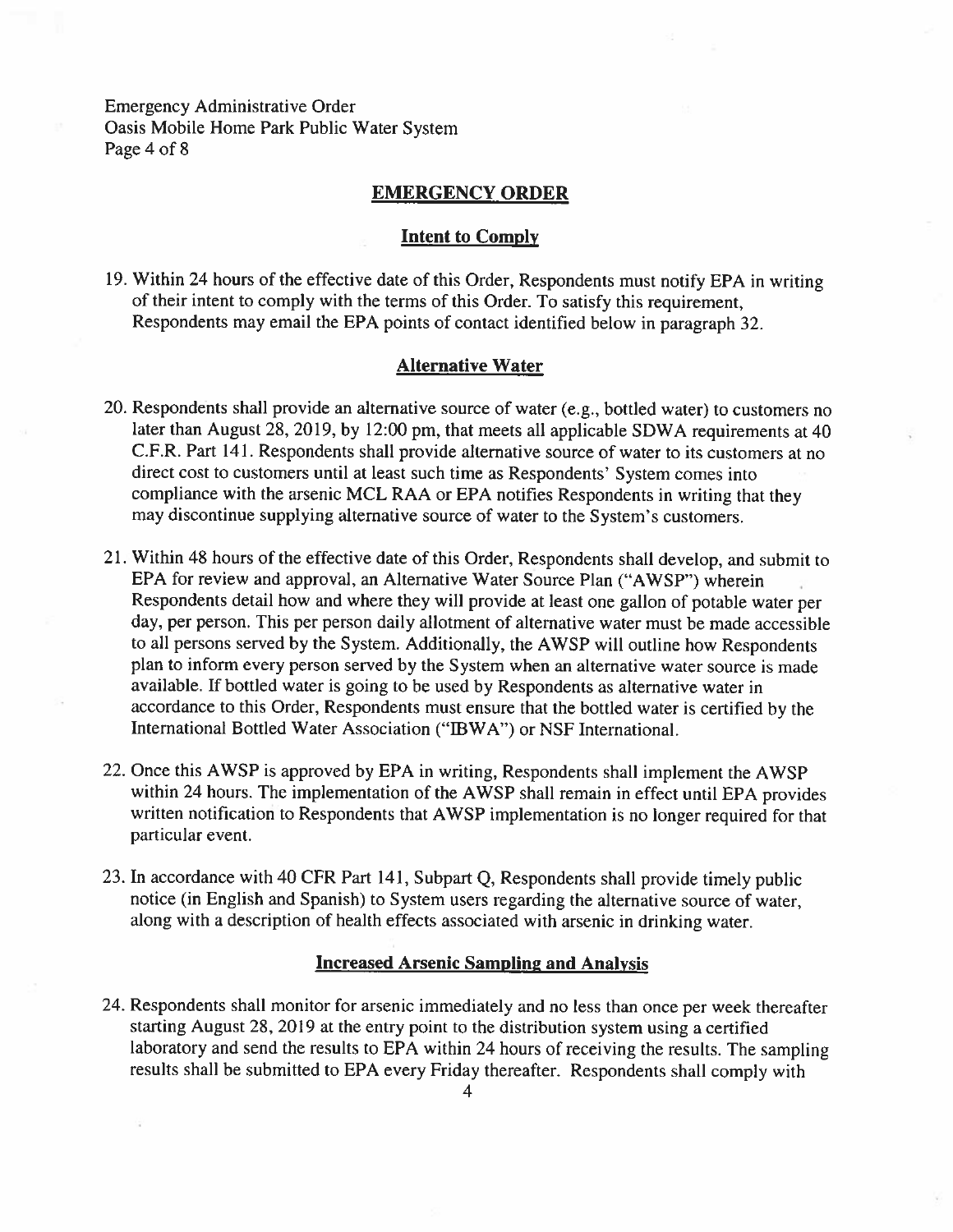## EMERGENCY ORDER

### Intent to Comply

19. Within 24 hours of the effective date of this Order, Respondents must notify EPA in writing of their intent to comply with the terms of this Order. To satisfy this requirement, Respondents may email the EPA points of contact identified below in paragraph 32.

### Alternative Water

20. Respondents shall provide an alternative source of water (e.g., bottled water) to customers no later than August 28, 2019, by 12:00 pm, that meets all applicable SDWA requirements at 40 C.F.R. Part 141. Respondents shall provide alternative source of water to its customers at no direct cost to customers until at least such time as Respondents' System comes into compliance with the arsenic MCL RAA or EPA notifies Respondents in writing that they may discontinue supplying alternative source of water to the System's customers.

21. Within 48 hours of the effective date of this Order, Respondents shall develop, and submit to EPA for review and approval, an Alternative Water Source Plan ("AWSP") wherein Respondents detail how and where they will provide at least one gallon of potable water per day, per person. This per person daily allotment of alternative water must be made accessible to all persons served by the System. Additionally, the AWSP will outline how Respondents plan to inform every person served by the System when an alternative water source is made available. If bottled water is going to be used by Respondents as alternative water in accordance to this Order, Respondents must ensure that the bottled water is certified by the International Bottled Water Association ("IBWA") or NSF International.

22. Once this AWSP is approved by EPA in writing, Respondents shall implement the AWSP within 24 hours. The implementation of the AWSP shall remain in effect until EPA provides written notification to Respondents that AWSP implementation is no longer required for that particular event.

23. In accordance with 40 CFR Part 141, Subpart Q, Respondents shall provide timely public notice (in English and Spanish) to System users regarding the alternative source of water, along with a description of health effects associated with arsenic in drinking water.

### Increased Arsenic Sampling and Analysis

24. Respondents shall monitor for arsenic immediately and no less than once per week thereafter starting August 28, 2019 at the entry point to the distribution system using a certified laboratory and send the results to EPA within 24 hours of receiving the results. The sampling results shall be submitted to EPA every Friday thereafter. Respondents shall comply with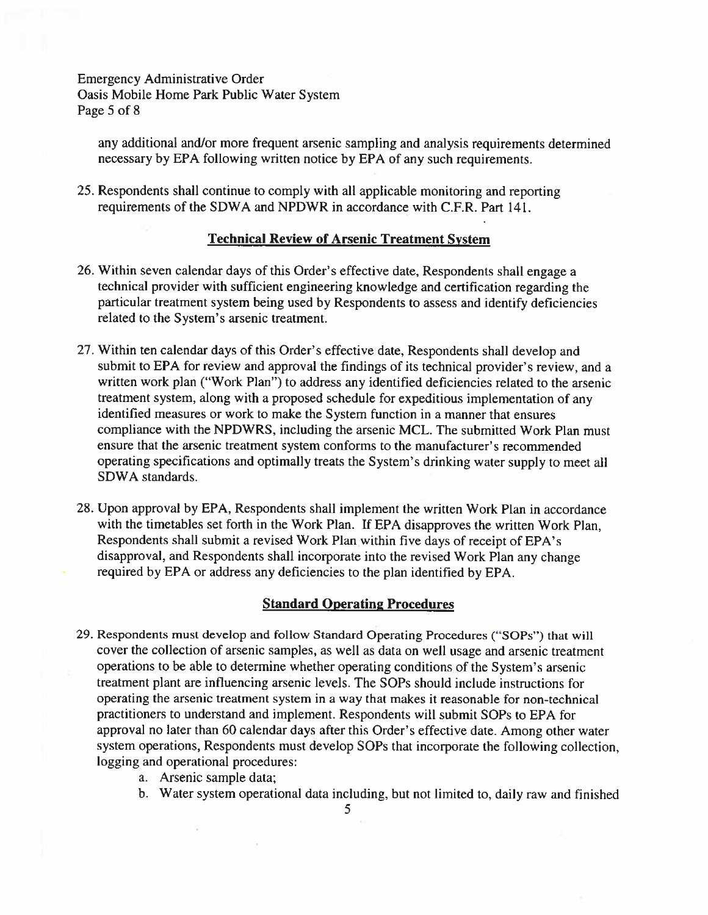any additional and/or more frequent arsenic sampling and analysis requirements determined necessary by EPA following written notice by EPA of any such requirements.

25. Respondents shall continue to comply with all applicable monitoring and reporting requirements of the SDWA and NPDWR in accordance with C.F.R. Part 141.

## Technical Review of Arsenic Treatment System

26. Within seven calendar days of this Order's effective date, Respondents shall engage a technical provider with sufficient engineering knowledge and certification regarding the particular treatment system being used by Respondents to assess and identify deficiencies related to the System's arsenic treatment.

27. Within ten calendar days of this Order's effective date, Respondents shall develop and submit to EPA for review and approval the findings of its technical provider's review, and a written work plan ("Work Plan") to address any identified deficiencies related to the arsenic treatment system, along with a proposed schedule for expeditious implementation of any identified measures or work to make the System function in a manner that ensures compliance with the NPDWRS, including the arsenic MCL. The submitted Work Plan must ensure that the arsenic treatment system conforms to the manufacturer's recommended operating specifications and optimally treats the System's drinking water supply to meet all SDWA standards.

28. Upon approval by EPA, Respondents shall implement the written Work Plan in accordance with the timetables set forth in the Work Plan. If EPA disapproves the written Work Plan, Respondents shall submit a revised Work Plan within five days of receipt of EPA's disapproval, and Respondents shall incorporate into the revised Work Plan any change required by EPA or address any deficiencies to the plan identified by EPA.

## Standard Operating Procedures

29. Respondents must develop and follow Standard Operating Procedures ("SOPs") that will cover the collection of arsenic samples, as well as data on well usage and arsenic treatment operations to be able to determine whether operating conditions of the System's arsenic treatment plant are influencing arsenic levels. The SOPs should include instructions for operating the arsenic treatment system in a way that makes it reasonable for non-technical practitioners to understand and implement. Respondents will submit SOPs to EPA for approval no later than 60 calendar days after this Order's effective date. Among other water system operations, Respondents must develop SOPs that incorporate the following collection, logging and operational procedures:
    a. Arsenic sample data;
    b. Water system operational data including, but not limited to, daily raw and finished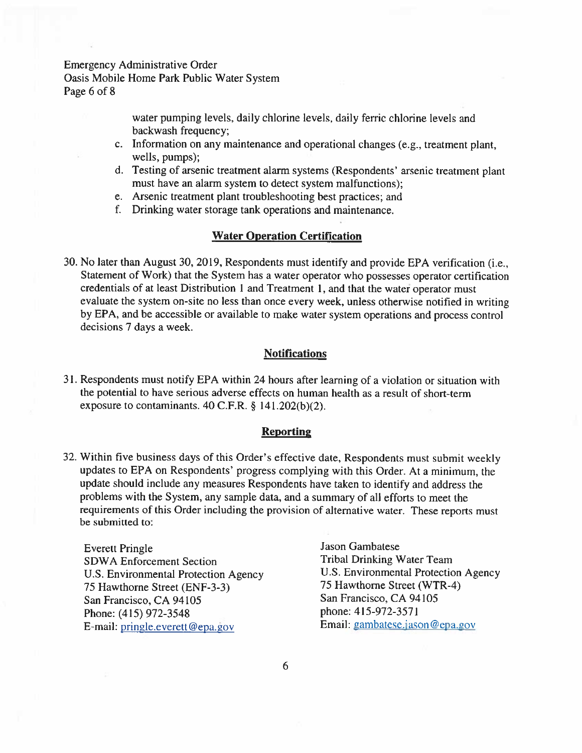water pumping levels, daily chlorine levels, daily ferric chlorine levels and backwash frequency;

c. Information on any maintenance and operational changes (e.g., treatment plant, wells, pumps);
d. Testing of arsenic treatment alarm systems (Respondents' arsenic treatment plant must have an alarm system to detect system malfunctions);
e. Arsenic treatment plant troubleshooting best practices; and
f. Drinking water storage tank operations and maintenance.

## Water Operation Certification

30. No later than August 30, 2019, Respondents must identify and provide EPA verification (i.e., Statement of Work) that the System has a water operator who possesses operator certification credentials of at least Distribution 1 and Treatment 1, and that the water operator must evaluate the system on-site no less than once every week, unless otherwise notified in writing by EPA, and be accessible or available to make water system operations and process control decisions 7 days a week.

## Notifications

31. Respondents must notify EPA within 24 hours after learning of a violation or situation with the potential to have serious adverse effects on human health as a result of short-term exposure to contaminants. 40 C.F.R. § 141.202(b)(2).

## Reporting

32. Within five business days of this Order's effective date, Respondents must submit weekly updates to EPA on Respondents' progress complying with this Order. At a minimum, the update should include any measures Respondents have taken to identify and address the problems with the System, any sample data, and a summary of all efforts to meet the requirements of this Order including the provision of alternative water. These reports must be submitted to:

Everett Pringle
SDWA Enforcement Section
U.S. Environmental Protection Agency
75 Hawthorne Street (ENF-3-3)
San Francisco, CA 94105
Phone: (415) 972-3548
E-mail: pringle.everett@epa.gov

Jason Gambatese
Tribal Drinking Water Team
U.S. Environmental Protection Agency
75 Hawthorne Street (WTR-4)
San Francisco, CA 94105
phone: 415-972-3571
Email: gambatese.jason@epa.gov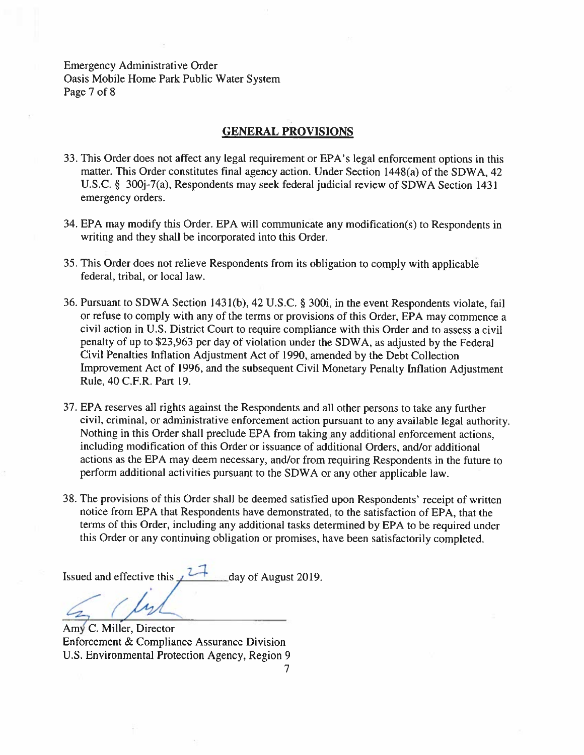## GENERAL PROVISIONS

33. This Order does not affect any legal requirement or EPA's legal enforcement options in this matter. This Order constitutes final agency action. Under Section 1448(a) of the SDWA, 42 U.S.C. § 300j-7(a), Respondents may seek federal judicial review of SDWA Section 1431 emergency orders.

34. EPA may modify this Order. EPA will communicate any modification(s) to Respondents in writing and they shall be incorporated into this Order.

35. This Order does not relieve Respondents from its obligation to comply with applicable federal, tribal, or local law.

36. Pursuant to SDWA Section 1431(b), 42 U.S.C. § 300i, in the event Respondents violate, fail or refuse to comply with any of the terms or provisions of this Order, EPA may commence a civil action in U.S. District Court to require compliance with this Order and to assess a civil penalty of up to $23,963 per day of violation under the SDWA, as adjusted by the Federal Civil Penalties Inflation Adjustment Act of 1990, amended by the Debt Collection Improvement Act of 1996, and the subsequent Civil Monetary Penalty Inflation Adjustment Rule, 40 C.F.R. Part 19.

37. EPA reserves all rights against the Respondents and all other persons to take any further civil, criminal, or administrative enforcement action pursuant to any available legal authority. Nothing in this Order shall preclude EPA from taking any additional enforcement actions, including modification of this Order or issuance of additional Orders, and/or additional actions as the EPA may deem necessary, and/or from requiring Respondents in the future to perform additional activities pursuant to the SDWA or any other applicable law.

38. The provisions of this Order shall be deemed satisfied upon Respondents' receipt of written notice from EPA that Respondents have demonstrated, to the satisfaction of EPA, that the terms of this Order, including any additional tasks determined by EPA to be required under this Order or any continuing obligation or promises, have been satisfactorily completed.

Issued and effective this 27 day of August 2019.

Amy C. Miller, Director
Enforcement & Compliance Assurance Division
U.S. Environmental Protection Agency, Region 9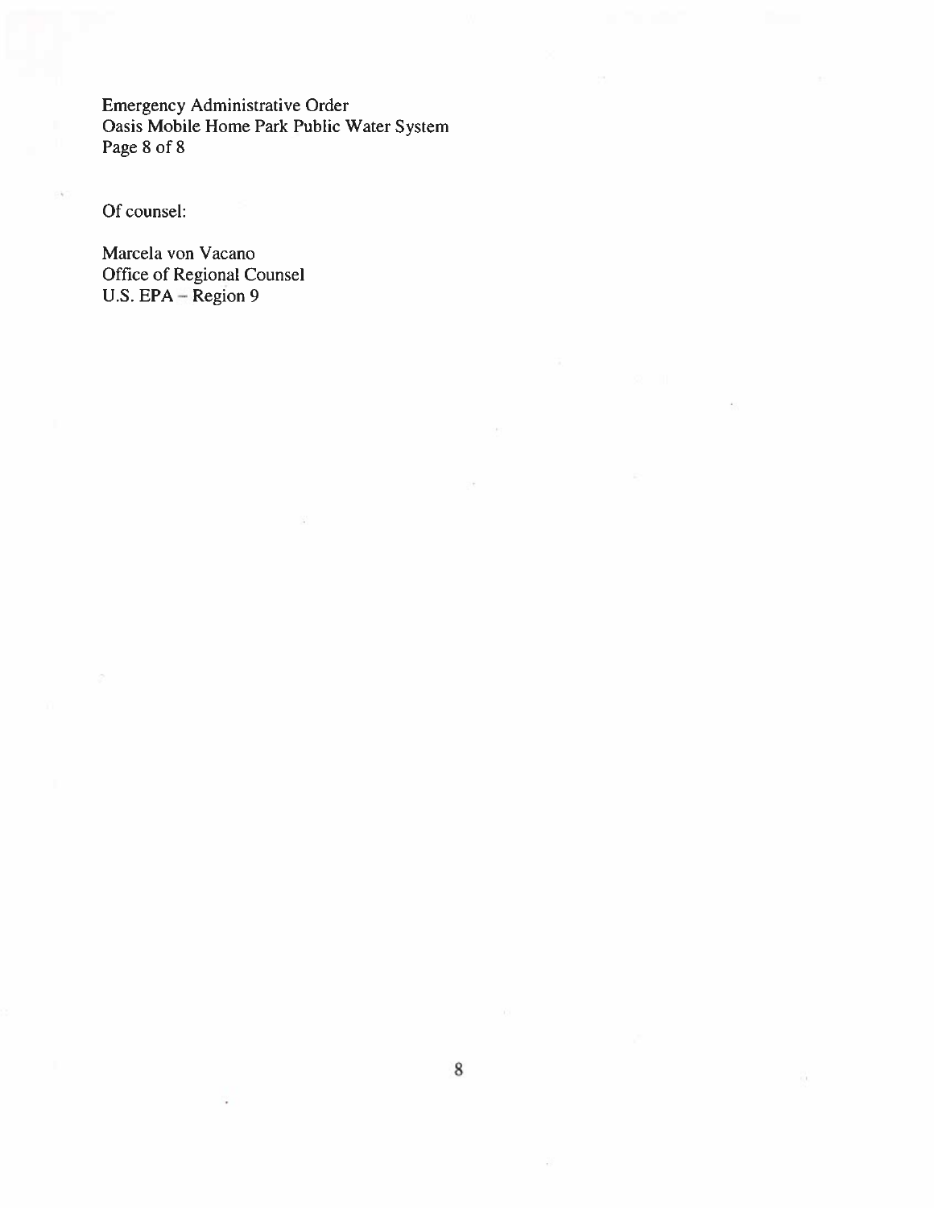Of counsel:

Marcela von Vacano
Office of Regional Counsel
U.S. EPA – Region 9